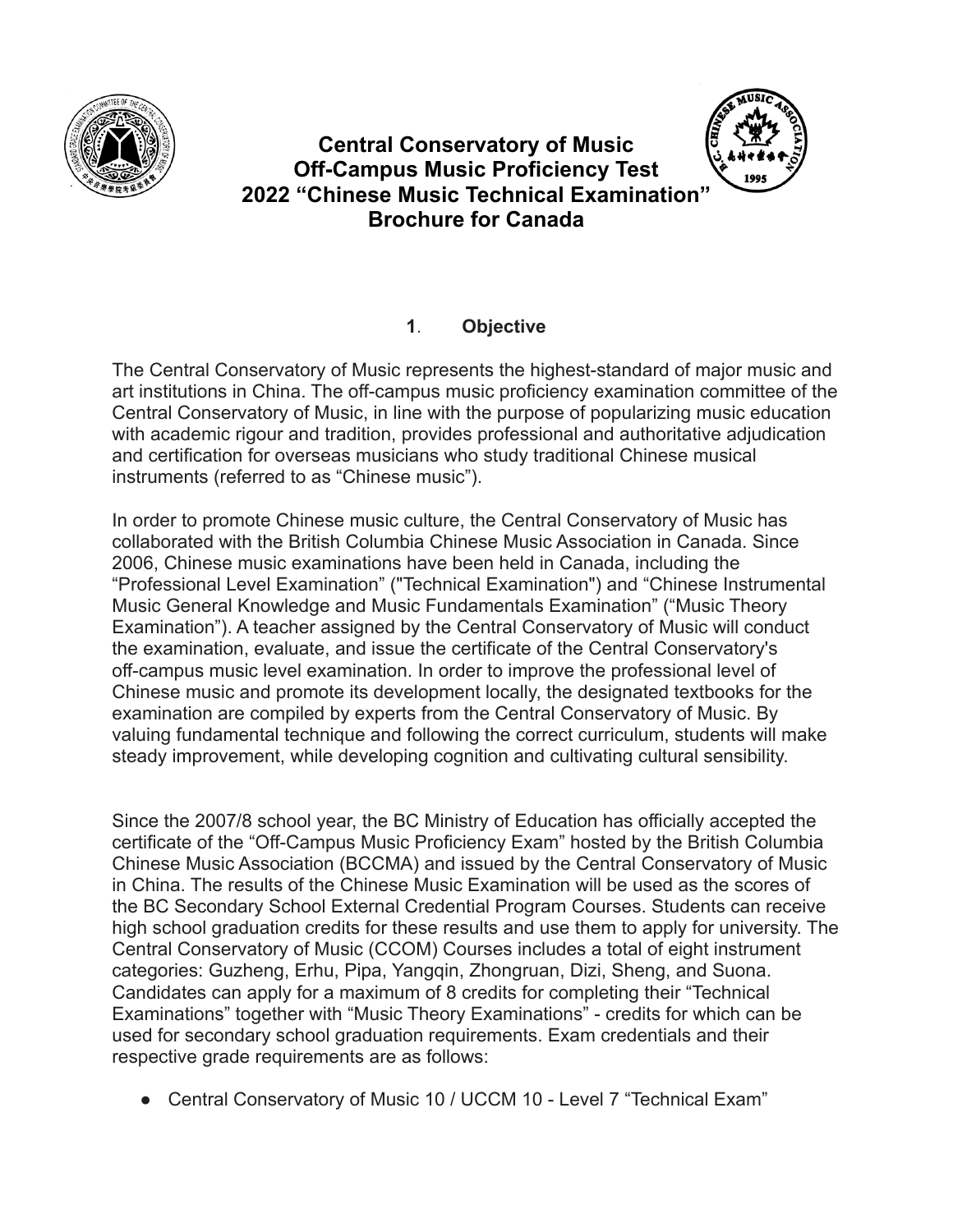# Central Conservatory of Music Off-Campus Music Proficiency Test 2022 "Chinese Music Technical Examination" Brochure for Canada

## 1. Objective

The Central Conservatory of Music represents the highest-standard of major music and art institutions in China. The off-campus music proficiency examination committee of the Central Conservatory of Music, in line with the purpose of popularizing music education with academic rigour and tradition, provides professional and authoritative adjudication and certification for overseas musicians who study traditional Chinese musical instruments (referred to as "Chinese music").

In order to promote Chinese music culture, the Central Conservatory of Music has collaborated with the British Columbia Chinese Music Association in Canada. Since 2006, Chinese music examinations have been held in Canada, including the "Professional Level Examination" ("Technical Examination") and "Chinese Instrumental Music General Knowledge and Music Fundamentals Examination" ("Music Theory Examination"). A teacher assigned by the Central Conservatory of Music will conduct the examination, evaluate, and issue the certificate of the Central Conservatory's off-campus music level examination. In order to improve the professional level of Chinese music and promote its development locally, the designated textbooks for the examination are compiled by experts from the Central Conservatory of Music. By valuing fundamental technique and following the correct curriculum, students will make steady improvement, while developing cognition and cultivating cultural sensibility.

Since the 2007/8 school year, the BC Ministry of Education has officially accepted the certificate of the "Off-Campus Music Proficiency Exam" hosted by the British Columbia Chinese Music Association (BCCMA) and issued by the Central Conservatory of Music in China. The results of the Chinese Music Examination will be used as the scores of the BC Secondary School External Credential Program Courses. Students can receive high school graduation credits for these results and use them to apply for university. The Central Conservatory of Music (CCOM) Courses includes a total of eight instrument categories: Guzheng, Erhu, Pipa, Yangqin, Zhongruan, Dizi, Sheng, and Suona. Candidates can apply for a maximum of 8 credits for completing their "Technical Examinations" together with "Music Theory Examinations" - credits for which can be used for secondary school graduation requirements. Exam credentials and their respective grade requirements are as follows:

- Central Conservatory of Music 10 / UCCM 10 - Level 7 "Technical Exam"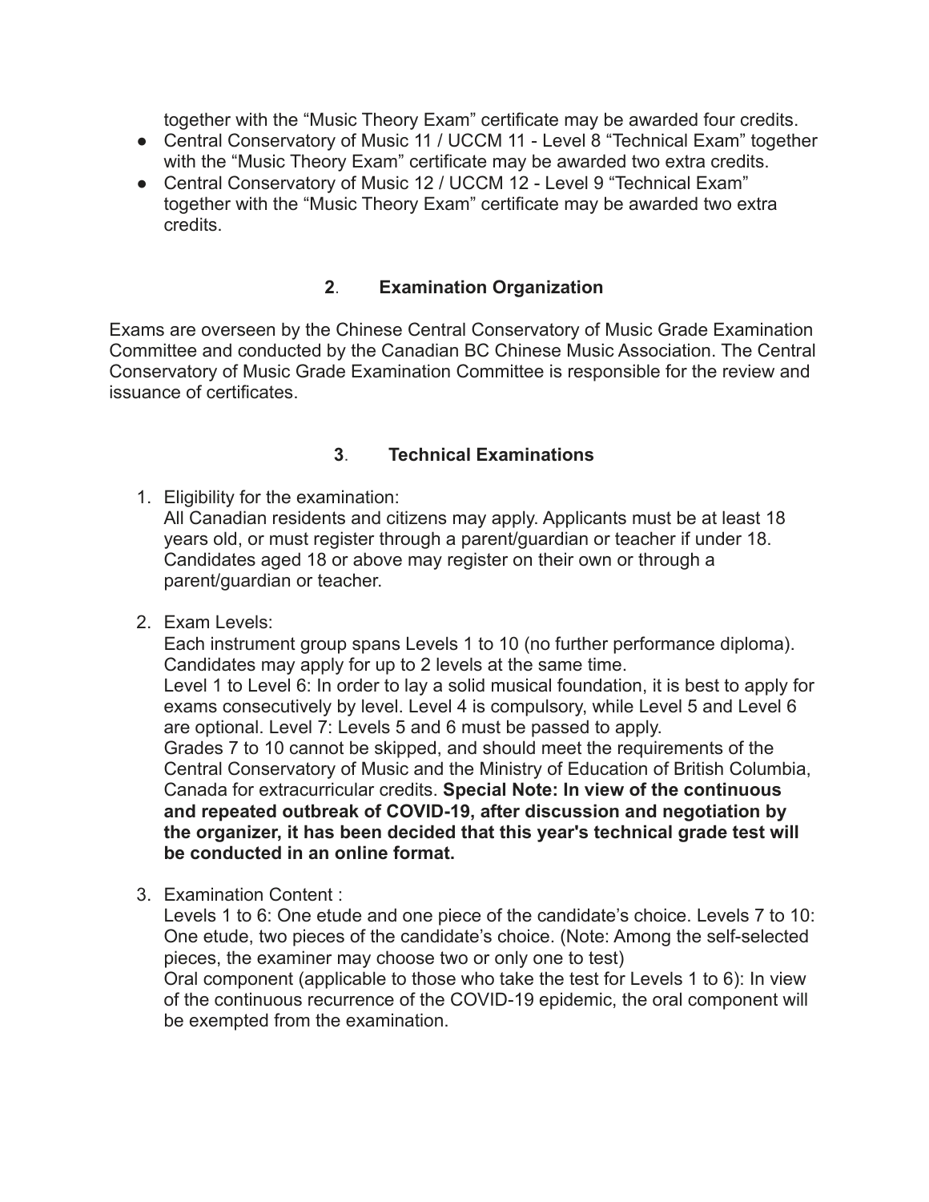together with the “Music Theory Exam” certificate may be awarded four credits.

- Central Conservatory of Music 11 / UCCM 11 - Level 8 “Technical Exam” together with the “Music Theory Exam” certificate may be awarded two extra credits.
- Central Conservatory of Music 12 / UCCM 12 - Level 9 “Technical Exam” together with the “Music Theory Exam” certificate may be awarded two extra credits.

## **2**. Examination Organization

Exams are overseen by the Chinese Central Conservatory of Music Grade Examination Committee and conducted by the Canadian BC Chinese Music Association. The Central Conservatory of Music Grade Examination Committee is responsible for the review and issuance of certificates.

## **3**. Technical Examinations

1. Eligibility for the examination:
   All Canadian residents and citizens may apply. Applicants must be at least 18 years old, or must register through a parent/guardian or teacher if under 18. Candidates aged 18 or above may register on their own or through a parent/guardian or teacher.

2. Exam Levels:
   Each instrument group spans Levels 1 to 10 (no further performance diploma). Candidates may apply for up to 2 levels at the same time.
   Level 1 to Level 6: In order to lay a solid musical foundation, it is best to apply for exams consecutively by level. Level 4 is compulsory, while Level 5 and Level 6 are optional. Level 7: Levels 5 and 6 must be passed to apply.
   Grades 7 to 10 cannot be skipped, and should meet the requirements of the Central Conservatory of Music and the Ministry of Education of British Columbia, Canada for extracurricular credits. **Special Note: In view of the continuous and repeated outbreak of COVID-19, after discussion and negotiation by the organizer, it has been decided that this year's technical grade test will be conducted in an online format.**

3. Examination Content :
   Levels 1 to 6: One etude and one piece of the candidate’s choice. Levels 7 to 10: One etude, two pieces of the candidate’s choice. (Note: Among the self-selected pieces, the examiner may choose two or only one to test)
   Oral component (applicable to those who take the test for Levels 1 to 6): In view of the continuous recurrence of the COVID-19 epidemic, the oral component will be exempted from the examination.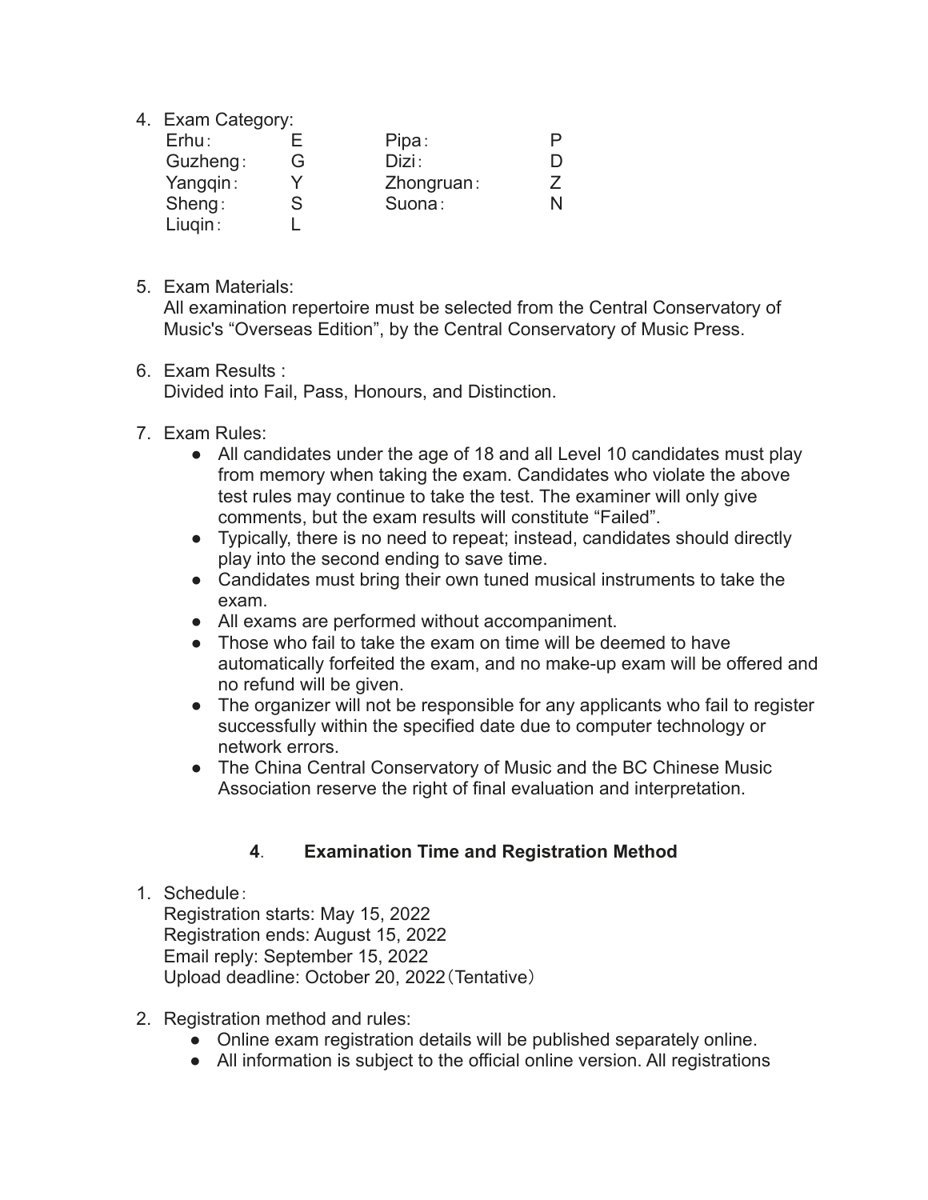4. Exam Category:

| | | | |
|---|---|---|---|
| Erhu： | E | Pipa： | P |
| Guzheng： | G | Dizi： | D |
| Yangqin： | Y | Zhongruan： | Z |
| Sheng： | S | Suona： | N |
| Liuqin： | L | | |

5. Exam Materials:
   All examination repertoire must be selected from the Central Conservatory of Music's "Overseas Edition", by the Central Conservatory of Music Press.

6. Exam Results :
   Divided into Fail, Pass, Honours, and Distinction.

7. Exam Rules:
   - All candidates under the age of 18 and all Level 10 candidates must play from memory when taking the exam. Candidates who violate the above test rules may continue to take the test. The examiner will only give comments, but the exam results will constitute "Failed".
   - Typically, there is no need to repeat; instead, candidates should directly play into the second ending to save time.
   - Candidates must bring their own tuned musical instruments to take the exam.
   - All exams are performed without accompaniment.
   - Those who fail to take the exam on time will be deemed to have automatically forfeited the exam, and no make-up exam will be offered and no refund will be given.
   - The organizer will not be responsible for any applicants who fail to register successfully within the specified date due to computer technology or network errors.
   - The China Central Conservatory of Music and the BC Chinese Music Association reserve the right of final evaluation and interpretation.

## 4. Examination Time and Registration Method

1. Schedule：
   Registration starts: May 15, 2022
   Registration ends: August 15, 2022
   Email reply: September 15, 2022
   Upload deadline: October 20, 2022（Tentative）

2. Registration method and rules:
   - Online exam registration details will be published separately online.
   - All information is subject to the official online version. All registrations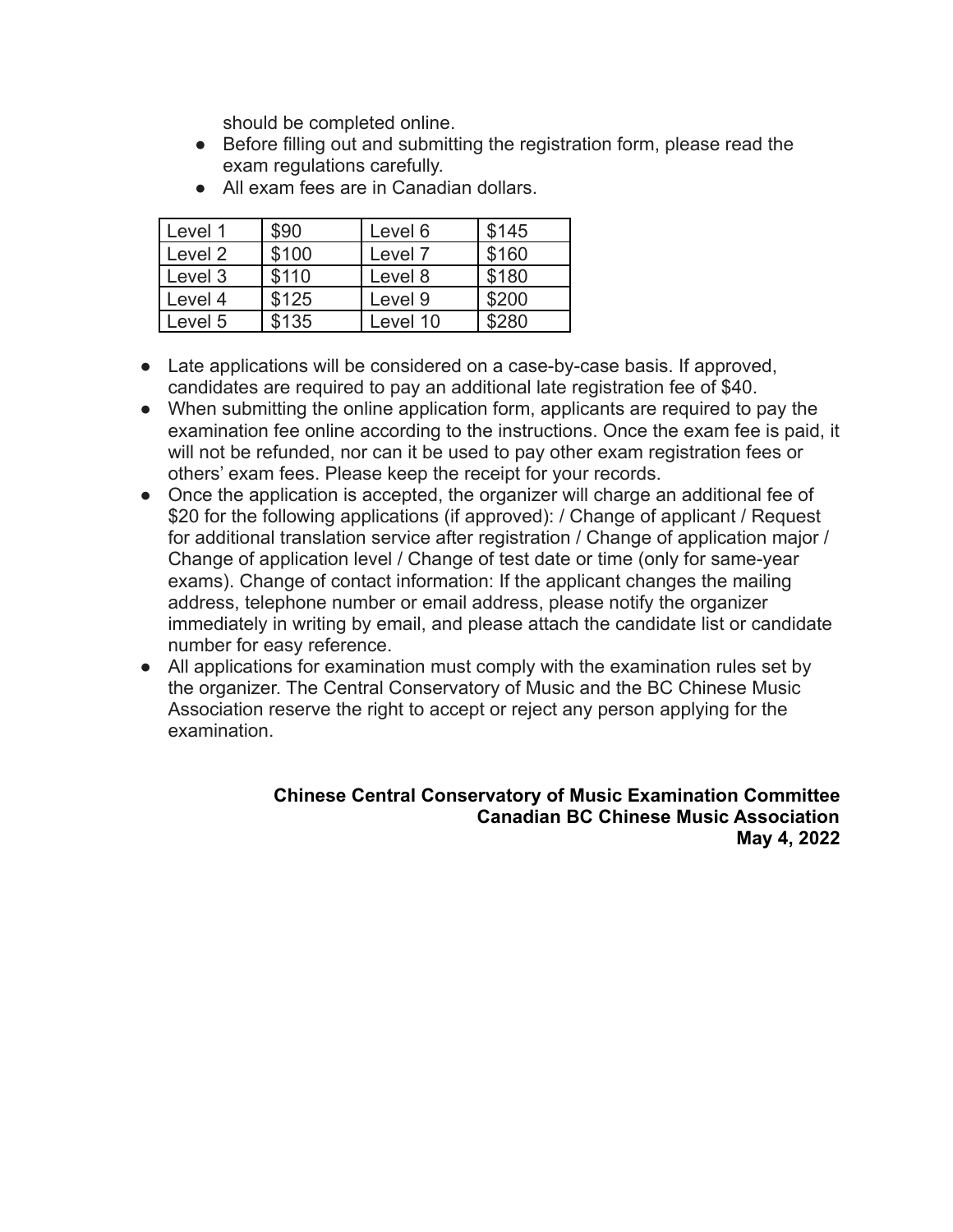should be completed online.

- Before filling out and submitting the registration form, please read the exam regulations carefully.
- All exam fees are in Canadian dollars.

| | | | |
|---|---|---|---|
| Level 1 | $90 | Level 6 | $145 |
| Level 2 | $100 | Level 7 | $160 |
| Level 3 | $110 | Level 8 | $180 |
| Level 4 | $125 | Level 9 | $200 |
| Level 5 | $135 | Level 10 | $280 |

- Late applications will be considered on a case-by-case basis. If approved, candidates are required to pay an additional late registration fee of $40.
- When submitting the online application form, applicants are required to pay the examination fee online according to the instructions. Once the exam fee is paid, it will not be refunded, nor can it be used to pay other exam registration fees or others' exam fees. Please keep the receipt for your records.
- Once the application is accepted, the organizer will charge an additional fee of $20 for the following applications (if approved): / Change of applicant / Request for additional translation service after registration / Change of application major / Change of application level / Change of test date or time (only for same-year exams). Change of contact information: If the applicant changes the mailing address, telephone number or email address, please notify the organizer immediately in writing by email, and please attach the candidate list or candidate number for easy reference.
- All applications for examination must comply with the examination rules set by the organizer. The Central Conservatory of Music and the BC Chinese Music Association reserve the right to accept or reject any person applying for the examination.

**Chinese Central Conservatory of Music Examination Committee**
**Canadian BC Chinese Music Association**
**May 4, 2022**